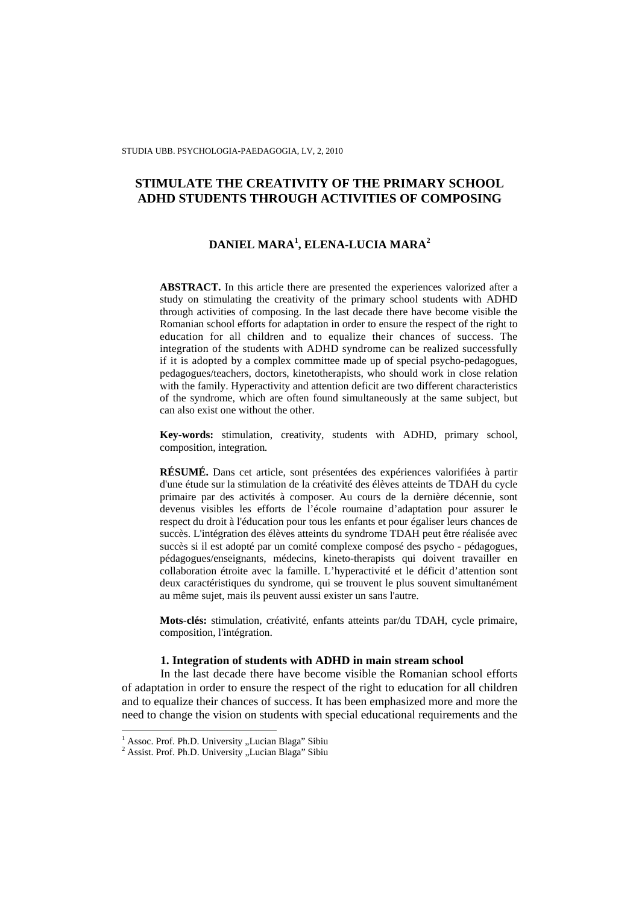# STIMULATE THE CREATIVITY OF THE PRIMARY SCHOOL ADHD STUDENTS THROUGH ACTIVITIES OF COMPOSING

**DANIEL MARA[1], ELENA-LUCIA MARA[2]**

**ABSTRACT.** In this article there are presented the experiences valorized after a study on stimulating the creativity of the primary school students with ADHD through activities of composing. In the last decade there have become visible the Romanian school efforts for adaptation in order to ensure the respect of the right to education for all children and to equalize their chances of success. The integration of the students with ADHD syndrome can be realized successfully if it is adopted by a complex committee made up of special psycho-pedagogues, pedagogues/teachers, doctors, kinetotherapists, who should work in close relation with the family. Hyperactivity and attention deficit are two different characteristics of the syndrome, which are often found simultaneously at the same subject, but can also exist one without the other.

**Key-words:** stimulation, creativity, students with ADHD, primary school, composition, integration.

**RÉSUMÉ.** Dans cet article, sont présentées des expériences valorifiées à partir d'une étude sur la stimulation de la créativité des élèves atteints de TDAH du cycle primaire par des activités à composer. Au cours de la dernière décennie, sont devenus visibles les efforts de l'école roumaine d'adaptation pour assurer le respect du droit à l'éducation pour tous les enfants et pour égaliser leurs chances de succès. L'intégration des élèves atteints du syndrome TDAH peut être réalisée avec succès si il est adopté par un comité complexe composé des psycho - pédagogues, pédagogues/enseignants, médecins, kineto-therapists qui doivent travailler en collaboration étroite avec la famille. L'hyperactivité et le déficit d'attention sont deux caractéristiques du syndrome, qui se trouvent le plus souvent simultanément au même sujet, mais ils peuvent aussi exister un sans l'autre.

**Mots-clés:** stimulation, créativité, enfants atteints par/du TDAH, cycle primaire, composition, l'intégration.

## 1. Integration of students with ADHD in main stream school

In the last decade there have become visible the Romanian school efforts of adaptation in order to ensure the respect of the right to education for all children and to equalize their chances of success. It has been emphasized more and more the need to change the vision on students with special educational requirements and the

[1] Assoc. Prof. Ph.D. University „Lucian Blaga" Sibiu

[2] Assist. Prof. Ph.D. University „Lucian Blaga" Sibiu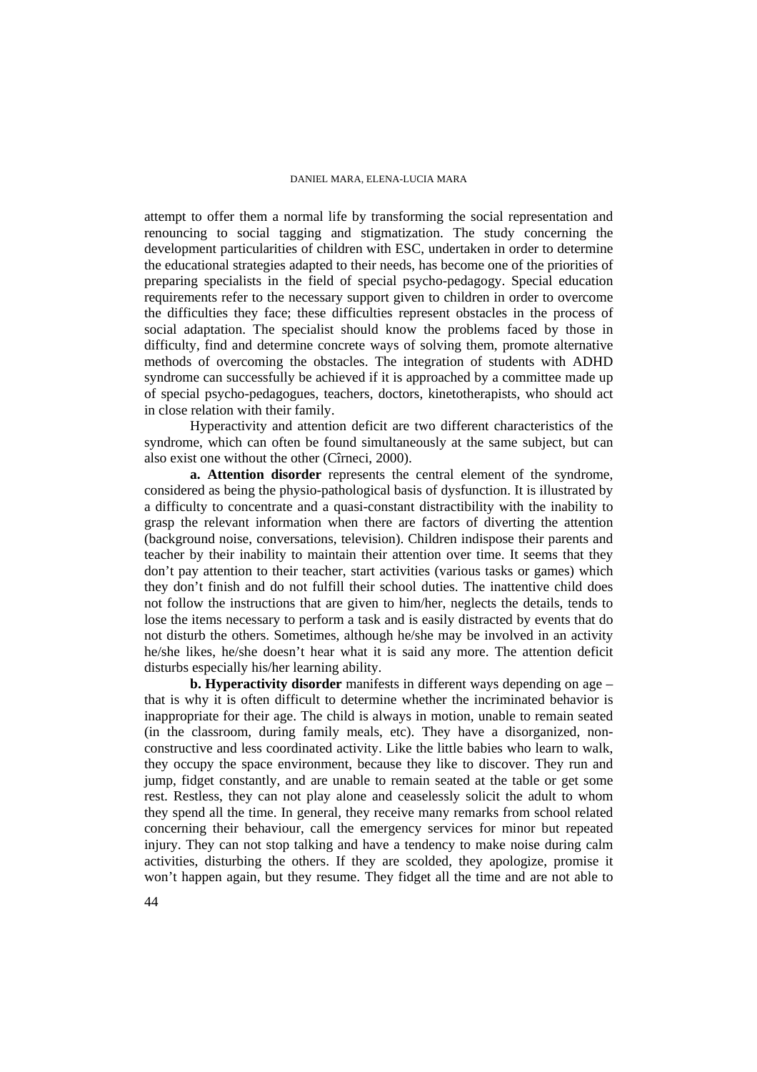attempt to offer them a normal life by transforming the social representation and renouncing to social tagging and stigmatization. The study concerning the development particularities of children with ESC, undertaken in order to determine the educational strategies adapted to their needs, has become one of the priorities of preparing specialists in the field of special psycho-pedagogy. Special education requirements refer to the necessary support given to children in order to overcome the difficulties they face; these difficulties represent obstacles in the process of social adaptation. The specialist should know the problems faced by those in difficulty, find and determine concrete ways of solving them, promote alternative methods of overcoming the obstacles. The integration of students with ADHD syndrome can successfully be achieved if it is approached by a committee made up of special psycho-pedagogues, teachers, doctors, kinetotherapists, who should act in close relation with their family.

Hyperactivity and attention deficit are two different characteristics of the syndrome, which can often be found simultaneously at the same subject, but can also exist one without the other (Cîrneci, 2000).

**a. Attention disorder** represents the central element of the syndrome, considered as being the physio-pathological basis of dysfunction. It is illustrated by a difficulty to concentrate and a quasi-constant distractibility with the inability to grasp the relevant information when there are factors of diverting the attention (background noise, conversations, television). Children indispose their parents and teacher by their inability to maintain their attention over time. It seems that they don't pay attention to their teacher, start activities (various tasks or games) which they don't finish and do not fulfill their school duties. The inattentive child does not follow the instructions that are given to him/her, neglects the details, tends to lose the items necessary to perform a task and is easily distracted by events that do not disturb the others. Sometimes, although he/she may be involved in an activity he/she likes, he/she doesn't hear what it is said any more. The attention deficit disturbs especially his/her learning ability.

**b. Hyperactivity disorder** manifests in different ways depending on age – that is why it is often difficult to determine whether the incriminated behavior is inappropriate for their age. The child is always in motion, unable to remain seated (in the classroom, during family meals, etc). They have a disorganized, non-constructive and less coordinated activity. Like the little babies who learn to walk, they occupy the space environment, because they like to discover. They run and jump, fidget constantly, and are unable to remain seated at the table or get some rest. Restless, they can not play alone and ceaselessly solicit the adult to whom they spend all the time. In general, they receive many remarks from school related concerning their behaviour, call the emergency services for minor but repeated injury. They can not stop talking and have a tendency to make noise during calm activities, disturbing the others. If they are scolded, they apologize, promise it won't happen again, but they resume. They fidget all the time and are not able to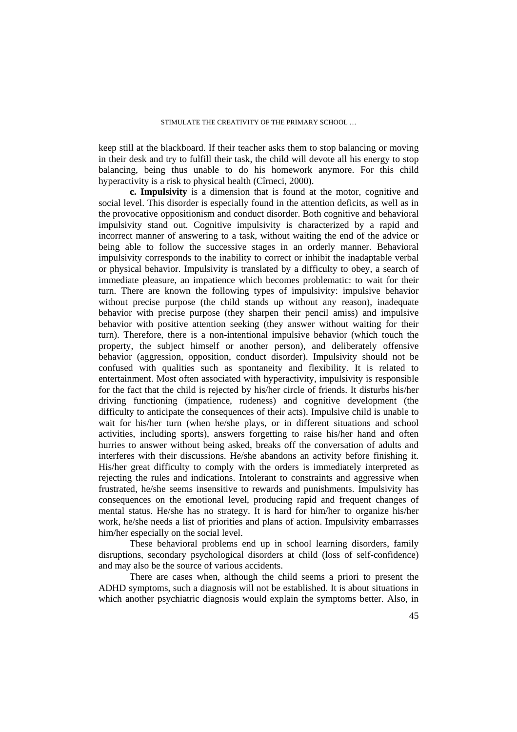keep still at the blackboard. If their teacher asks them to stop balancing or moving in their desk and try to fulfill their task, the child will devote all his energy to stop balancing, being thus unable to do his homework anymore. For this child hyperactivity is a risk to physical health (Cîrneci, 2000).

**c. Impulsivity** is a dimension that is found at the motor, cognitive and social level. This disorder is especially found in the attention deficits, as well as in the provocative oppositionism and conduct disorder. Both cognitive and behavioral impulsivity stand out. Cognitive impulsivity is characterized by a rapid and incorrect manner of answering to a task, without waiting the end of the advice or being able to follow the successive stages in an orderly manner. Behavioral impulsivity corresponds to the inability to correct or inhibit the inadaptable verbal or physical behavior. Impulsivity is translated by a difficulty to obey, a search of immediate pleasure, an impatience which becomes problematic: to wait for their turn. There are known the following types of impulsivity: impulsive behavior without precise purpose (the child stands up without any reason), inadequate behavior with precise purpose (they sharpen their pencil amiss) and impulsive behavior with positive attention seeking (they answer without waiting for their turn). Therefore, there is a non-intentional impulsive behavior (which touch the property, the subject himself or another person), and deliberately offensive behavior (aggression, opposition, conduct disorder). Impulsivity should not be confused with qualities such as spontaneity and flexibility. It is related to entertainment. Most often associated with hyperactivity, impulsivity is responsible for the fact that the child is rejected by his/her circle of friends. It disturbs his/her driving functioning (impatience, rudeness) and cognitive development (the difficulty to anticipate the consequences of their acts). Impulsive child is unable to wait for his/her turn (when he/she plays, or in different situations and school activities, including sports), answers forgetting to raise his/her hand and often hurries to answer without being asked, breaks off the conversation of adults and interferes with their discussions. He/she abandons an activity before finishing it. His/her great difficulty to comply with the orders is immediately interpreted as rejecting the rules and indications. Intolerant to constraints and aggressive when frustrated, he/she seems insensitive to rewards and punishments. Impulsivity has consequences on the emotional level, producing rapid and frequent changes of mental status. He/she has no strategy. It is hard for him/her to organize his/her work, he/she needs a list of priorities and plans of action. Impulsivity embarrasses him/her especially on the social level.

These behavioral problems end up in school learning disorders, family disruptions, secondary psychological disorders at child (loss of self-confidence) and may also be the source of various accidents.

There are cases when, although the child seems a priori to present the ADHD symptoms, such a diagnosis will not be established. It is about situations in which another psychiatric diagnosis would explain the symptoms better. Also, in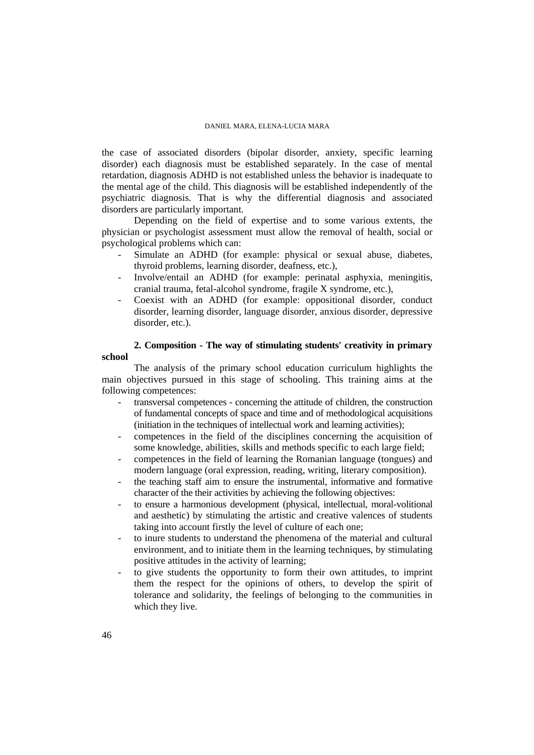the case of associated disorders (bipolar disorder, anxiety, specific learning disorder) each diagnosis must be established separately. In the case of mental retardation, diagnosis ADHD is not established unless the behavior is inadequate to the mental age of the child. This diagnosis will be established independently of the psychiatric diagnosis. That is why the differential diagnosis and associated disorders are particularly important.

Depending on the field of expertise and to some various extents, the physician or psychologist assessment must allow the removal of health, social or psychological problems which can:

- Simulate an ADHD (for example: physical or sexual abuse, diabetes, thyroid problems, learning disorder, deafness, etc.),
- Involve/entail an ADHD (for example: perinatal asphyxia, meningitis, cranial trauma, fetal-alcohol syndrome, fragile X syndrome, etc.),
- Coexist with an ADHD (for example: oppositional disorder, conduct disorder, learning disorder, language disorder, anxious disorder, depressive disorder, etc.).

## 2. Composition - The way of stimulating students' creativity in primary school

The analysis of the primary school education curriculum highlights the main objectives pursued in this stage of schooling. This training aims at the following competences:

- transversal competences - concerning the attitude of children, the construction of fundamental concepts of space and time and of methodological acquisitions (initiation in the techniques of intellectual work and learning activities);
- competences in the field of the disciplines concerning the acquisition of some knowledge, abilities, skills and methods specific to each large field;
- competences in the field of learning the Romanian language (tongues) and modern language (oral expression, reading, writing, literary composition).
- the teaching staff aim to ensure the instrumental, informative and formative character of the their activities by achieving the following objectives:
- to ensure a harmonious development (physical, intellectual, moral-volitional and aesthetic) by stimulating the artistic and creative valences of students taking into account firstly the level of culture of each one;
- to inure students to understand the phenomena of the material and cultural environment, and to initiate them in the learning techniques, by stimulating positive attitudes in the activity of learning;
- to give students the opportunity to form their own attitudes, to imprint them the respect for the opinions of others, to develop the spirit of tolerance and solidarity, the feelings of belonging to the communities in which they live.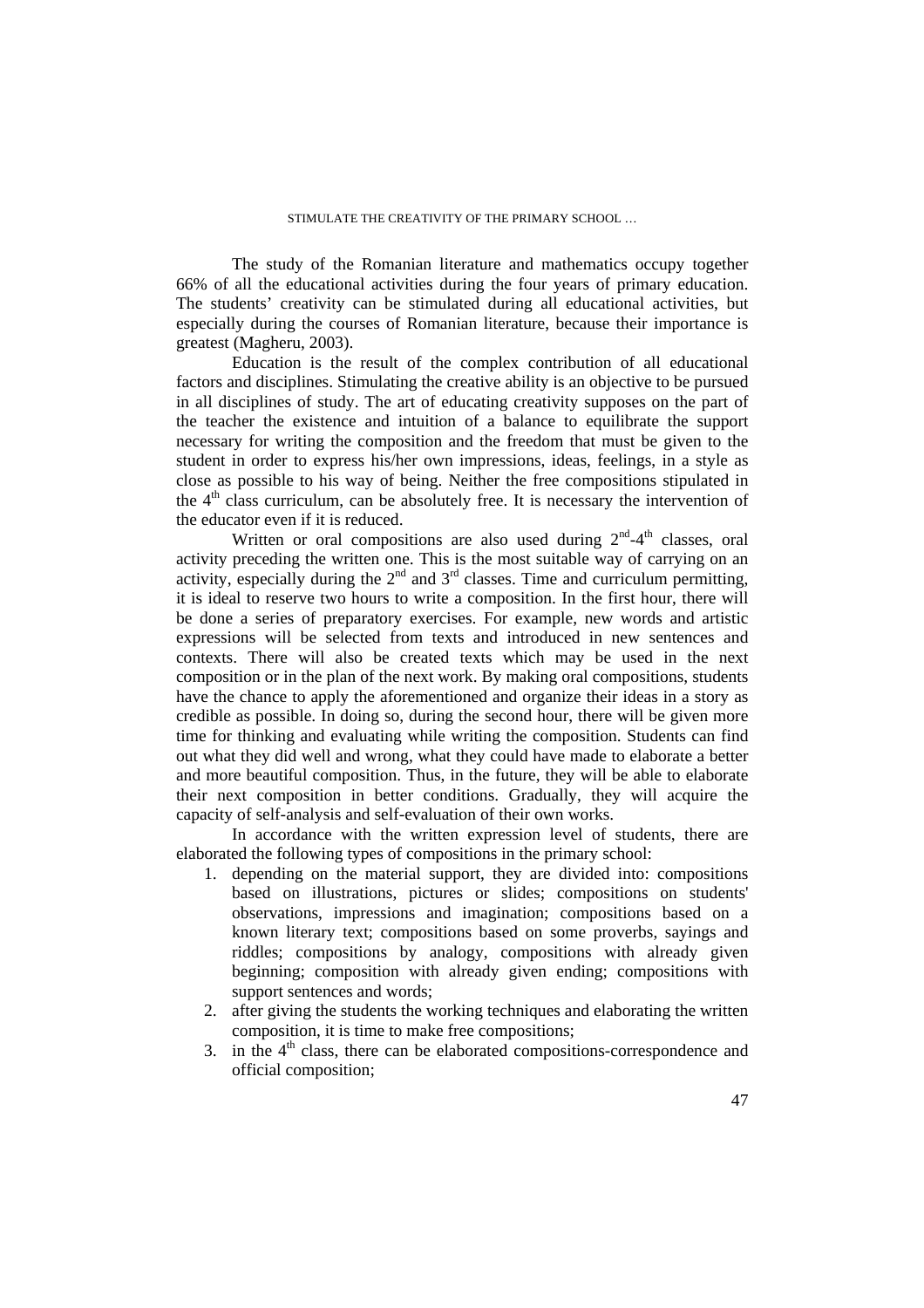The study of the Romanian literature and mathematics occupy together 66% of all the educational activities during the four years of primary education. The students' creativity can be stimulated during all educational activities, but especially during the courses of Romanian literature, because their importance is greatest (Magheru, 2003).

Education is the result of the complex contribution of all educational factors and disciplines. Stimulating the creative ability is an objective to be pursued in all disciplines of study. The art of educating creativity supposes on the part of the teacher the existence and intuition of a balance to equilibrate the support necessary for writing the composition and the freedom that must be given to the student in order to express his/her own impressions, ideas, feelings, in a style as close as possible to his way of being. Neither the free compositions stipulated in the 4th class curriculum, can be absolutely free. It is necessary the intervention of the educator even if it is reduced.

Written or oral compositions are also used during 2nd-4th classes, oral activity preceding the written one. This is the most suitable way of carrying on an activity, especially during the 2nd and 3rd classes. Time and curriculum permitting, it is ideal to reserve two hours to write a composition. In the first hour, there will be done a series of preparatory exercises. For example, new words and artistic expressions will be selected from texts and introduced in new sentences and contexts. There will also be created texts which may be used in the next composition or in the plan of the next work. By making oral compositions, students have the chance to apply the aforementioned and organize their ideas in a story as credible as possible. In doing so, during the second hour, there will be given more time for thinking and evaluating while writing the composition. Students can find out what they did well and wrong, what they could have made to elaborate a better and more beautiful composition. Thus, in the future, they will be able to elaborate their next composition in better conditions. Gradually, they will acquire the capacity of self-analysis and self-evaluation of their own works.

In accordance with the written expression level of students, there are elaborated the following types of compositions in the primary school:

1. depending on the material support, they are divided into: compositions based on illustrations, pictures or slides; compositions on students' observations, impressions and imagination; compositions based on a known literary text; compositions based on some proverbs, sayings and riddles; compositions by analogy, compositions with already given beginning; composition with already given ending; compositions with support sentences and words;
2. after giving the students the working techniques and elaborating the written composition, it is time to make free compositions;
3. in the 4th class, there can be elaborated compositions-correspondence and official composition;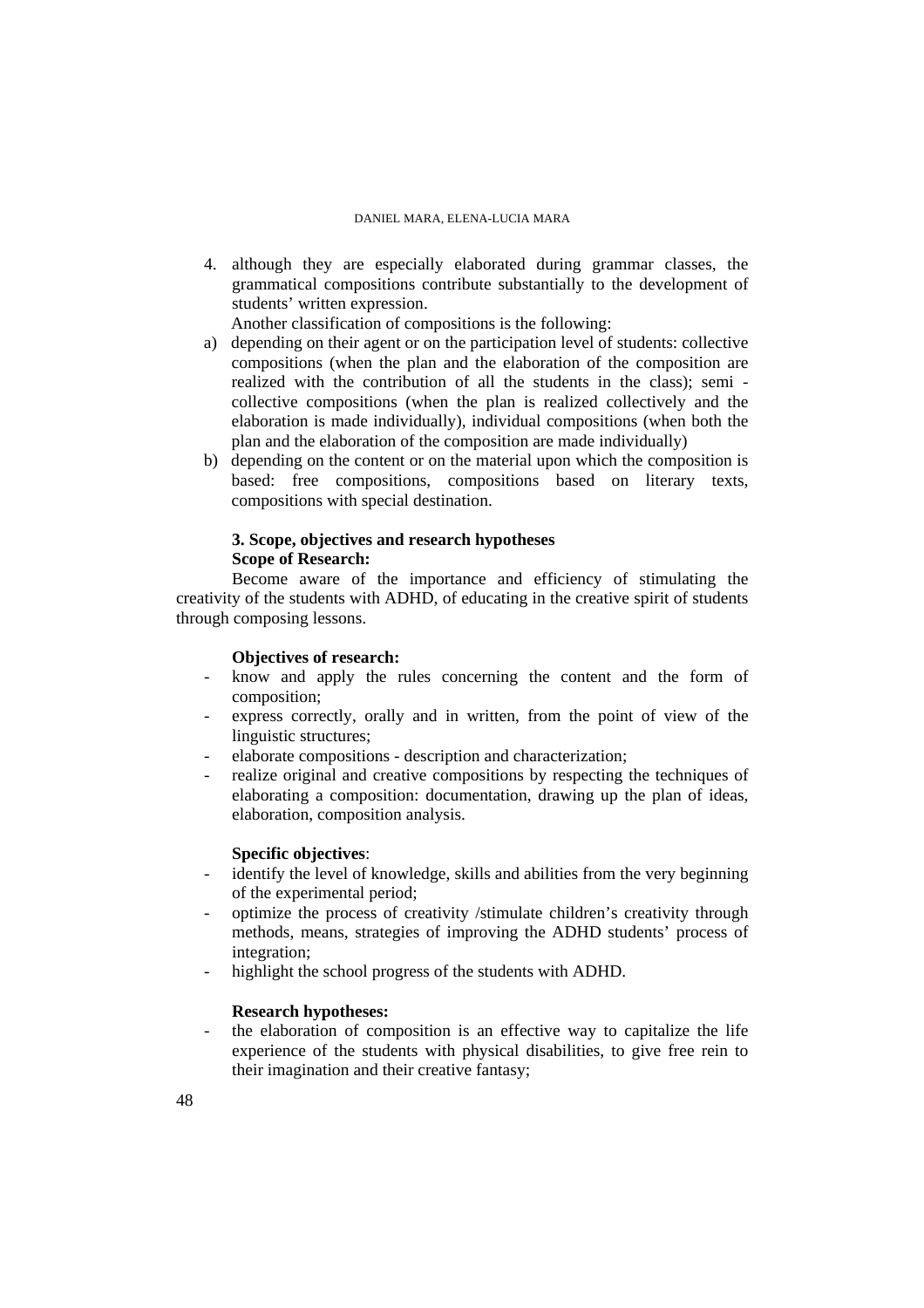4. although they are especially elaborated during grammar classes, the grammatical compositions contribute substantially to the development of students' written expression.

   Another classification of compositions is the following:

a) depending on their agent or on the participation level of students: collective compositions (when the plan and the elaboration of the composition are realized with the contribution of all the students in the class); semi - collective compositions (when the plan is realized collectively and the elaboration is made individually), individual compositions (when both the plan and the elaboration of the composition are made individually)
b) depending on the content or on the material upon which the composition is based: free compositions, compositions based on literary texts, compositions with special destination.

**3. Scope, objectives and research hypotheses**

**Scope of Research:**

Become aware of the importance and efficiency of stimulating the creativity of the students with ADHD, of educating in the creative spirit of students through composing lessons.

**Objectives of research:**

- know and apply the rules concerning the content and the form of composition;
- express correctly, orally and in written, from the point of view of the linguistic structures;
- elaborate compositions - description and characterization;
- realize original and creative compositions by respecting the techniques of elaborating a composition: documentation, drawing up the plan of ideas, elaboration, composition analysis.

**Specific objectives**:

- identify the level of knowledge, skills and abilities from the very beginning of the experimental period;
- optimize the process of creativity /stimulate children's creativity through methods, means, strategies of improving the ADHD students' process of integration;
- highlight the school progress of the students with ADHD.

**Research hypotheses:**

- the elaboration of composition is an effective way to capitalize the life experience of the students with physical disabilities, to give free rein to their imagination and their creative fantasy;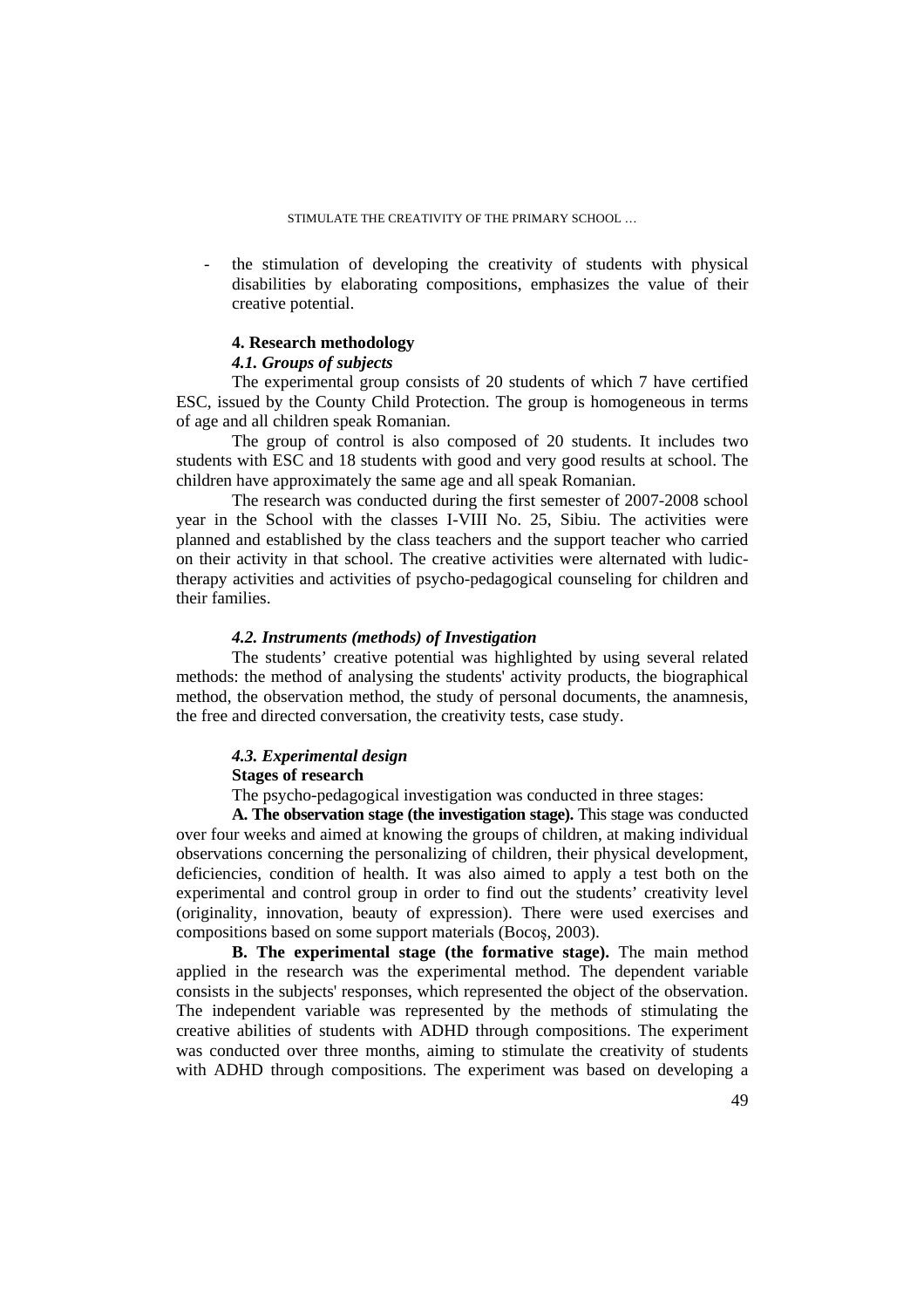- the stimulation of developing the creativity of students with physical disabilities by elaborating compositions, emphasizes the value of their creative potential.

## 4. Research methodology

### *4.1. Groups of subjects*

The experimental group consists of 20 students of which 7 have certified ESC, issued by the County Child Protection. The group is homogeneous in terms of age and all children speak Romanian.

The group of control is also composed of 20 students. It includes two students with ESC and 18 students with good and very good results at school. The children have approximately the same age and all speak Romanian.

The research was conducted during the first semester of 2007-2008 school year in the School with the classes I-VIII No. 25, Sibiu. The activities were planned and established by the class teachers and the support teacher who carried on their activity in that school. The creative activities were alternated with ludic-therapy activities and activities of psycho-pedagogical counseling for children and their families.

### *4.2. Instruments (methods) of Investigation*

The students' creative potential was highlighted by using several related methods: the method of analysing the students' activity products, the biographical method, the observation method, the study of personal documents, the anamnesis, the free and directed conversation, the creativity tests, case study.

### *4.3. Experimental design*

**Stages of research**

The psycho-pedagogical investigation was conducted in three stages:

**A. The observation stage (the investigation stage).** This stage was conducted over four weeks and aimed at knowing the groups of children, at making individual observations concerning the personalizing of children, their physical development, deficiencies, condition of health. It was also aimed to apply a test both on the experimental and control group in order to find out the students' creativity level (originality, innovation, beauty of expression). There were used exercises and compositions based on some support materials (Bocoş, 2003).

**B. The experimental stage (the formative stage).** The main method applied in the research was the experimental method. The dependent variable consists in the subjects' responses, which represented the object of the observation. The independent variable was represented by the methods of stimulating the creative abilities of students with ADHD through compositions. The experiment was conducted over three months, aiming to stimulate the creativity of students with ADHD through compositions. The experiment was based on developing a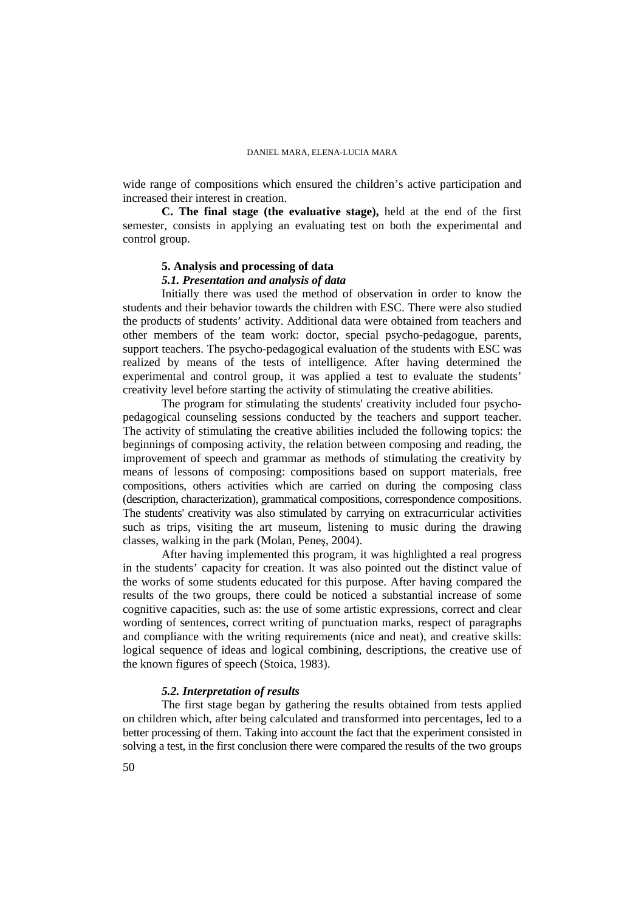wide range of compositions which ensured the children's active participation and increased their interest in creation.

**C. The final stage (the evaluative stage),** held at the end of the first semester, consists in applying an evaluating test on both the experimental and control group.

## 5. Analysis and processing of data

### *5.1. Presentation and analysis of data*

Initially there was used the method of observation in order to know the students and their behavior towards the children with ESC. There were also studied the products of students' activity. Additional data were obtained from teachers and other members of the team work: doctor, special psycho-pedagogue, parents, support teachers. The psycho-pedagogical evaluation of the students with ESC was realized by means of the tests of intelligence. After having determined the experimental and control group, it was applied a test to evaluate the students' creativity level before starting the activity of stimulating the creative abilities.

The program for stimulating the students' creativity included four psycho-pedagogical counseling sessions conducted by the teachers and support teacher. The activity of stimulating the creative abilities included the following topics: the beginnings of composing activity, the relation between composing and reading, the improvement of speech and grammar as methods of stimulating the creativity by means of lessons of composing: compositions based on support materials, free compositions, others activities which are carried on during the composing class (description, characterization), grammatical compositions, correspondence compositions. The students' creativity was also stimulated by carrying on extracurricular activities such as trips, visiting the art museum, listening to music during the drawing classes, walking in the park (Molan, Peneș, 2004).

After having implemented this program, it was highlighted a real progress in the students' capacity for creation. It was also pointed out the distinct value of the works of some students educated for this purpose. After having compared the results of the two groups, there could be noticed a substantial increase of some cognitive capacities, such as: the use of some artistic expressions, correct and clear wording of sentences, correct writing of punctuation marks, respect of paragraphs and compliance with the writing requirements (nice and neat), and creative skills: logical sequence of ideas and logical combining, descriptions, the creative use of the known figures of speech (Stoica, 1983).

### *5.2. Interpretation of results*

The first stage began by gathering the results obtained from tests applied on children which, after being calculated and transformed into percentages, led to a better processing of them. Taking into account the fact that the experiment consisted in solving a test, in the first conclusion there were compared the results of the two groups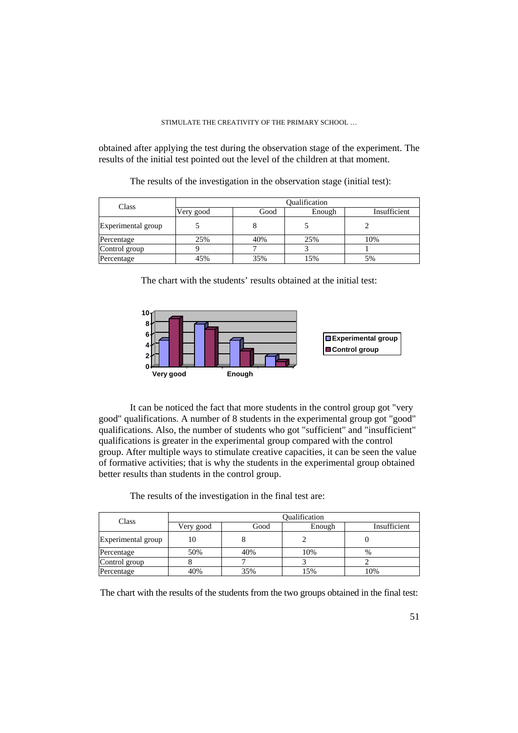obtained after applying the test during the observation stage of the experiment. The results of the initial test pointed out the level of the children at that moment.

The results of the investigation in the observation stage (initial test):

| Class | Qualification | | | |
|---|---|---|---|---|
| | Very good | Good | Enough | Insufficient |
| Experimental group | 5 | 8 | 5 | 2 |
| Percentage | 25% | 40% | 25% | 10% |
| Control group | 9 | 7 | 3 | 1 |
| Percentage | 45% | 35% | 15% | 5% |

The chart with the students' results obtained at the initial test:

It can be noticed the fact that more students in the control group got "very good" qualifications. A number of 8 students in the experimental group got "good" qualifications. Also, the number of students who got "sufficient" and "insufficient" qualifications is greater in the experimental group compared with the control group. After multiple ways to stimulate creative capacities, it can be seen the value of formative activities; that is why the students in the experimental group obtained better results than students in the control group.

The results of the investigation in the final test are:

| Class | Qualification | | | |
|---|---|---|---|---|
| | Very good | Good | Enough | Insufficient |
| Experimental group | 10 | 8 | 2 | 0 |
| Percentage | 50% | 40% | 10% | % |
| Control group | 8 | 7 | 3 | 2 |
| Percentage | 40% | 35% | 15% | 10% |

The chart with the results of the students from the two groups obtained in the final test: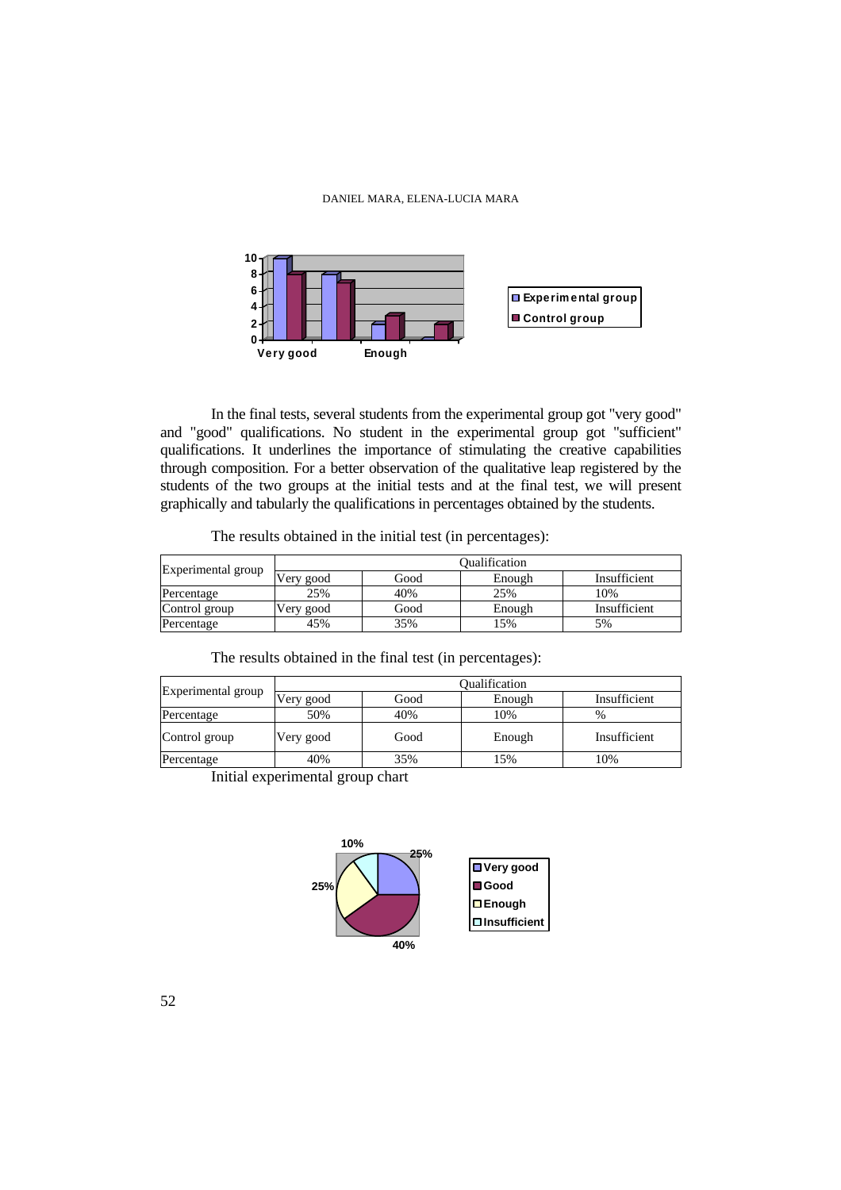In the final tests, several students from the experimental group got "very good" and "good" qualifications. No student in the experimental group got "sufficient" qualifications. It underlines the importance of stimulating the creative capabilities through composition. For a better observation of the qualitative leap registered by the students of the two groups at the initial tests and at the final test, we will present graphically and tabularly the qualifications in percentages obtained by the students.

The results obtained in the initial test (in percentages):

| Experimental group | Qualification | | | |
|---|---|---|---|---|
| | Very good | Good | Enough | Insufficient |
| Percentage | 25% | 40% | 25% | 10% |
| Control group | Very good | Good | Enough | Insufficient |
| Percentage | 45% | 35% | 15% | 5% |

The results obtained in the final test (in percentages):

| Experimental group | Qualification | | | |
|---|---|---|---|---|
| | Very good | Good | Enough | Insufficient |
| Percentage | 50% | 40% | 10% | % |
| Control group | Very good | Good | Enough | Insufficient |
| Percentage | 40% | 35% | 15% | 10% |

Initial experimental group chart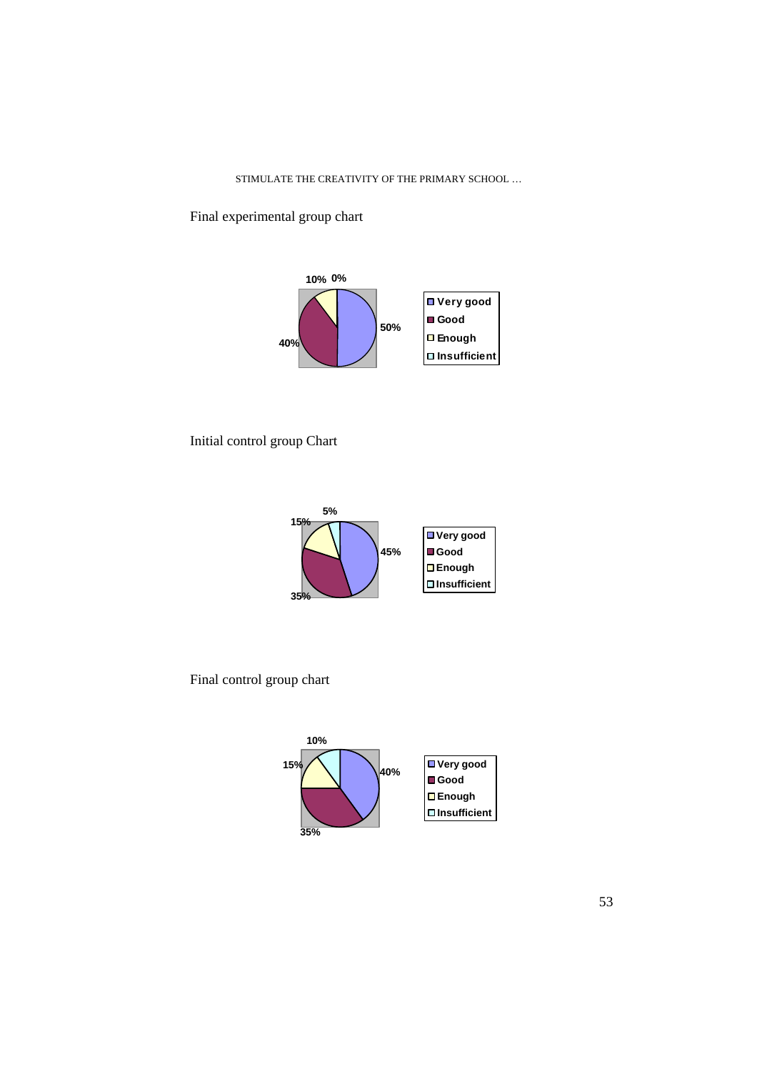Final experimental group chart

10% 0%

50%

40%

- Very good
- Good
- Enough
- Insufficient

Initial control group Chart

5%

15%

45%

35%

- Very good
- Good
- Enough
- Insufficient

Final control group chart

10%

15%

40%

35%

- Very good
- Good
- Enough
- Insufficient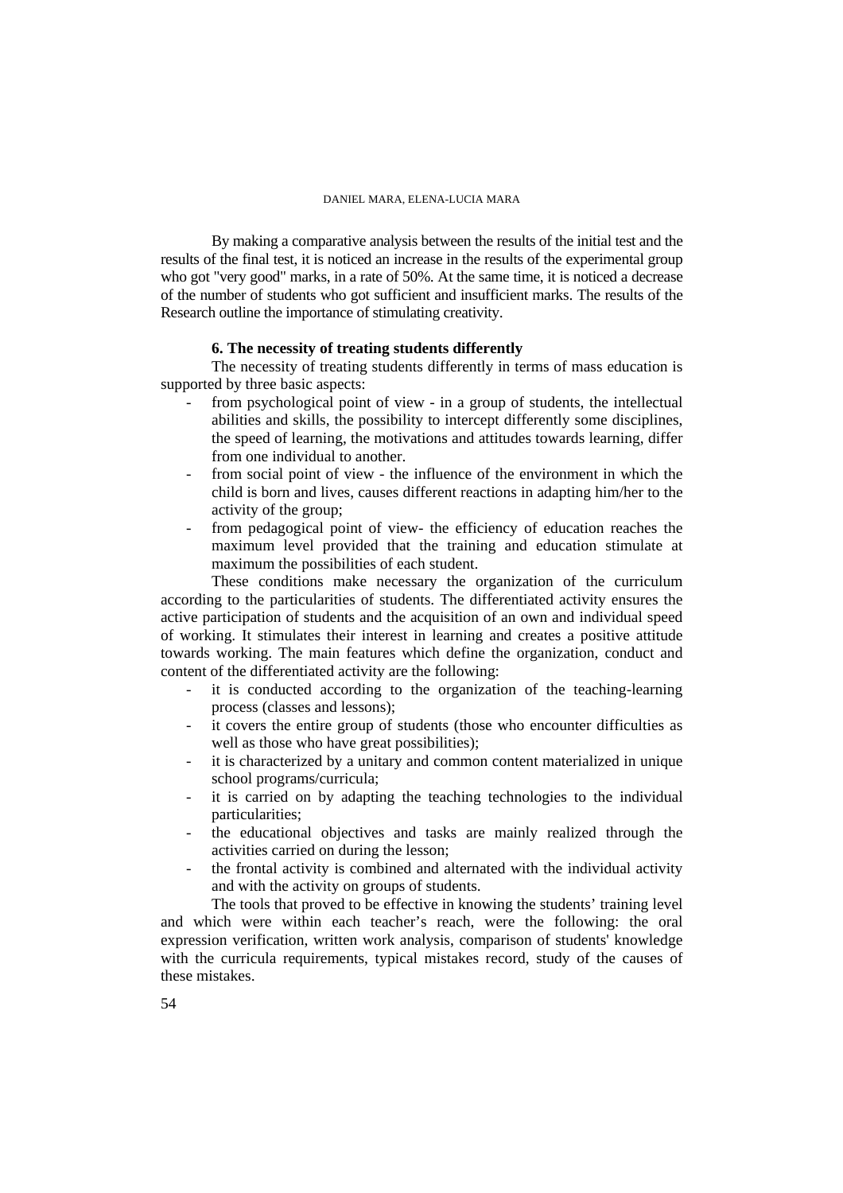By making a comparative analysis between the results of the initial test and the results of the final test, it is noticed an increase in the results of the experimental group who got "very good" marks, in a rate of 50%. At the same time, it is noticed a decrease of the number of students who got sufficient and insufficient marks. The results of the Research outline the importance of stimulating creativity.

## 6. The necessity of treating students differently

The necessity of treating students differently in terms of mass education is supported by three basic aspects:

- from psychological point of view - in a group of students, the intellectual abilities and skills, the possibility to intercept differently some disciplines, the speed of learning, the motivations and attitudes towards learning, differ from one individual to another.
- from social point of view - the influence of the environment in which the child is born and lives, causes different reactions in adapting him/her to the activity of the group;
- from pedagogical point of view- the efficiency of education reaches the maximum level provided that the training and education stimulate at maximum the possibilities of each student.

These conditions make necessary the organization of the curriculum according to the particularities of students. The differentiated activity ensures the active participation of students and the acquisition of an own and individual speed of working. It stimulates their interest in learning and creates a positive attitude towards working. The main features which define the organization, conduct and content of the differentiated activity are the following:

- it is conducted according to the organization of the teaching-learning process (classes and lessons);
- it covers the entire group of students (those who encounter difficulties as well as those who have great possibilities);
- it is characterized by a unitary and common content materialized in unique school programs/curricula;
- it is carried on by adapting the teaching technologies to the individual particularities;
- the educational objectives and tasks are mainly realized through the activities carried on during the lesson;
- the frontal activity is combined and alternated with the individual activity and with the activity on groups of students.

The tools that proved to be effective in knowing the students' training level and which were within each teacher's reach, were the following: the oral expression verification, written work analysis, comparison of students' knowledge with the curricula requirements, typical mistakes record, study of the causes of these mistakes.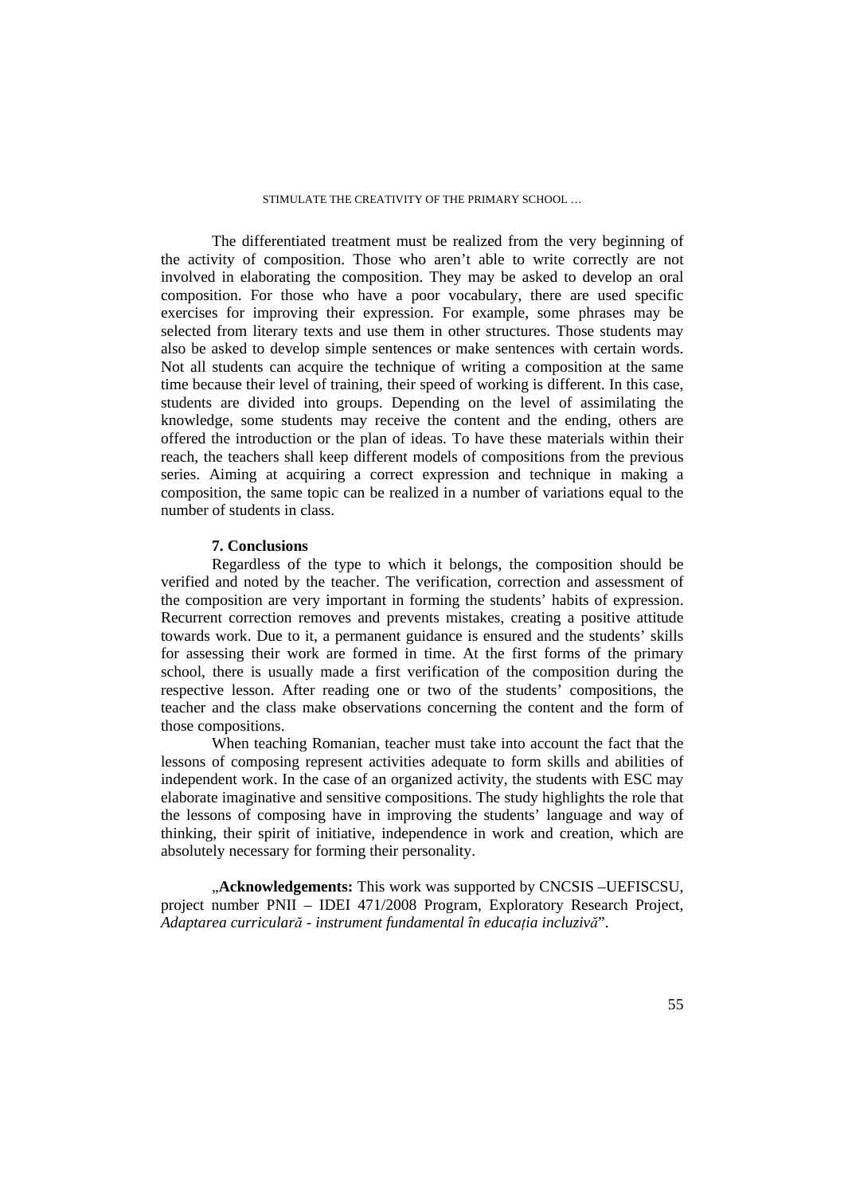The differentiated treatment must be realized from the very beginning of the activity of composition. Those who aren't able to write correctly are not involved in elaborating the composition. They may be asked to develop an oral composition. For those who have a poor vocabulary, there are used specific exercises for improving their expression. For example, some phrases may be selected from literary texts and use them in other structures. Those students may also be asked to develop simple sentences or make sentences with certain words. Not all students can acquire the technique of writing a composition at the same time because their level of training, their speed of working is different. In this case, students are divided into groups. Depending on the level of assimilating the knowledge, some students may receive the content and the ending, others are offered the introduction or the plan of ideas. To have these materials within their reach, the teachers shall keep different models of compositions from the previous series. Aiming at acquiring a correct expression and technique in making a composition, the same topic can be realized in a number of variations equal to the number of students in class.

## 7. Conclusions

Regardless of the type to which it belongs, the composition should be verified and noted by the teacher. The verification, correction and assessment of the composition are very important in forming the students' habits of expression. Recurrent correction removes and prevents mistakes, creating a positive attitude towards work. Due to it, a permanent guidance is ensured and the students' skills for assessing their work are formed in time. At the first forms of the primary school, there is usually made a first verification of the composition during the respective lesson. After reading one or two of the students' compositions, the teacher and the class make observations concerning the content and the form of those compositions.

When teaching Romanian, teacher must take into account the fact that the lessons of composing represent activities adequate to form skills and abilities of independent work. In the case of an organized activity, the students with ESC may elaborate imaginative and sensitive compositions. The study highlights the role that the lessons of composing have in improving the students' language and way of thinking, their spirit of initiative, independence in work and creation, which are absolutely necessary for forming their personality.

„**Acknowledgements:** This work was supported by CNCSIS –UEFISCSU, project number PNII – IDEI 471/2008 Program, Exploratory Research Project, *Adaptarea curriculară - instrument fundamental în educația incluzivă*".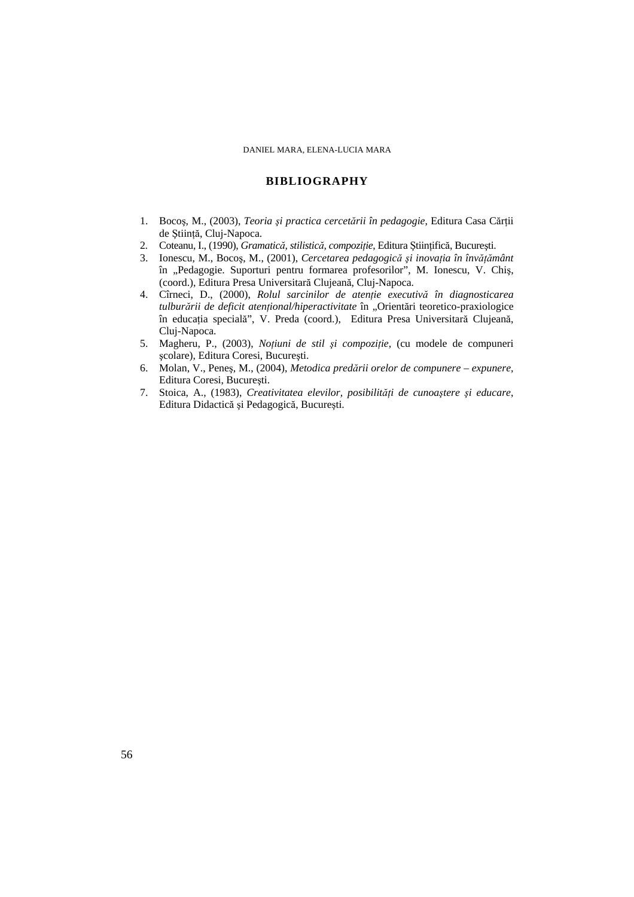## BIBLIOGRAPHY

1. Bocoş, M., (2003), *Teoria şi practica cercetării în pedagogie,* Editura Casa Cărții de Știință, Cluj-Napoca.
2. Coteanu, I., (1990), *Gramatică, stilistică, compoziție*, Editura Științifică, București.
3. Ionescu, M., Bocoș, M., (2001), *Cercetarea pedagogică și inovația în învățământ* în „Pedagogie. Suporturi pentru formarea profesorilor”, M. Ionescu, V. Chiș, (coord.), Editura Presa Universitară Clujeană, Cluj-Napoca.
4. Cîrneci, D., (2000), *Rolul sarcinilor de atenție executivă în diagnosticarea tulburării de deficit atențional/hiperactivitate* în „Orientări teoretico-praxiologice în educația specială”, V. Preda (coord.), Editura Presa Universitară Clujeană, Cluj-Napoca.
5. Magheru, P., (2003), *Noțiuni de stil şi compoziție,* (cu modele de compuneri şcolare), Editura Coresi, Bucureşti.
6. Molan, V., Peneş, M., (2004), *Metodica predării orelor de compunere – expunere,* Editura Coresi, București.
7. Stoica, A., (1983), *Creativitatea elevilor, posibilități de cunoaștere şi educare*, Editura Didactică şi Pedagogică, Bucureşti.